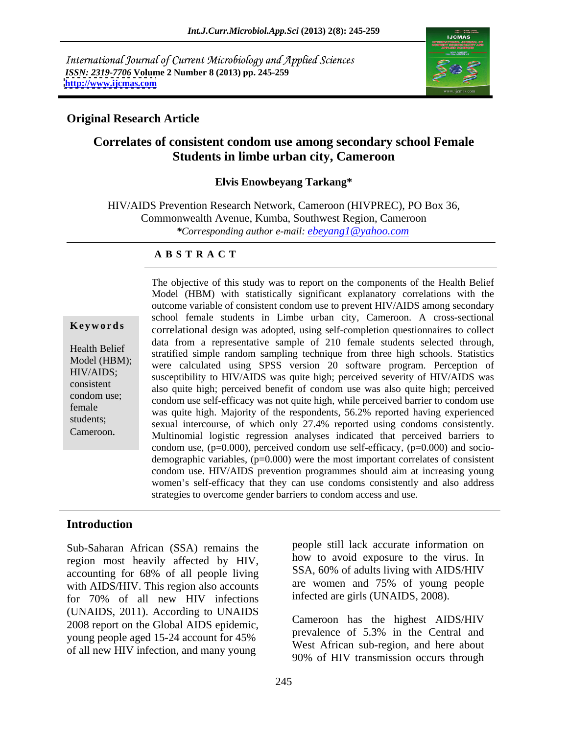International Journal of Current Microbiology and Applied Sciences
*ISSN: 2319-7706* **Volume 2 Number 8 (2013) pp. 245-259**
**http://www.ijcmas.com**

**Original Research Article**

# Correlates of consistent condom use among secondary school Female Students in limbe urban city, Cameroon

**Elvis Enowbeyang Tarkang***

HIV/AIDS Prevention Research Network, Cameroon (HIVPREC), PO Box 36, Commonwealth Avenue, Kumba, Southwest Region, Cameroon
**Corresponding author e-mail: ebeyang1@yahoo.com*

## ABSTRACT

**Keywords**

Health Belief Model (HBM); HIV/AIDS; consistent condom use; female students; Cameroon.

The objective of this study was to report on the components of the Health Belief Model (HBM) with statistically significant explanatory correlations with the outcome variable of consistent condom use to prevent HIV/AIDS among secondary school female students in Limbe urban city, Cameroon. A cross-sectional correlational design was adopted, using self-completion questionnaires to collect data from a representative sample of 210 female students selected through, stratified simple random sampling technique from three high schools. Statistics were calculated using SPSS version 20 software program. Perception of susceptibility to HIV/AIDS was quite high; perceived severity of HIV/AIDS was also quite high; perceived benefit of condom use was also quite high; perceived condom use self-efficacy was not quite high, while perceived barrier to condom use was quite high. Majority of the respondents, 56.2% reported having experienced sexual intercourse, of which only 27.4% reported using condoms consistently. Multinomial logistic regression analyses indicated that perceived barriers to condom use, (p=0.000), perceived condom use self-efficacy, (p=0.000) and socio-demographic variables, (p=0.000) were the most important correlates of consistent condom use. HIV/AIDS prevention programmes should aim at increasing young women's self-efficacy that they can use condoms consistently and also address strategies to overcome gender barriers to condom access and use.

## Introduction

Sub-Saharan African (SSA) remains the region most heavily affected by HIV, accounting for 68% of all people living with AIDS/HIV. This region also accounts for 70% of all new HIV infections (UNAIDS, 2011). According to UNAIDS 2008 report on the Global AIDS epidemic, young people aged 15-24 account for 45% of all new HIV infection, and many young people still lack accurate information on how to avoid exposure to the virus. In SSA, 60% of adults living with AIDS/HIV are women and 75% of young people infected are girls (UNAIDS, 2008).

Cameroon has the highest AIDS/HIV prevalence of 5.3% in the Central and West African sub-region, and here about 90% of HIV transmission occurs through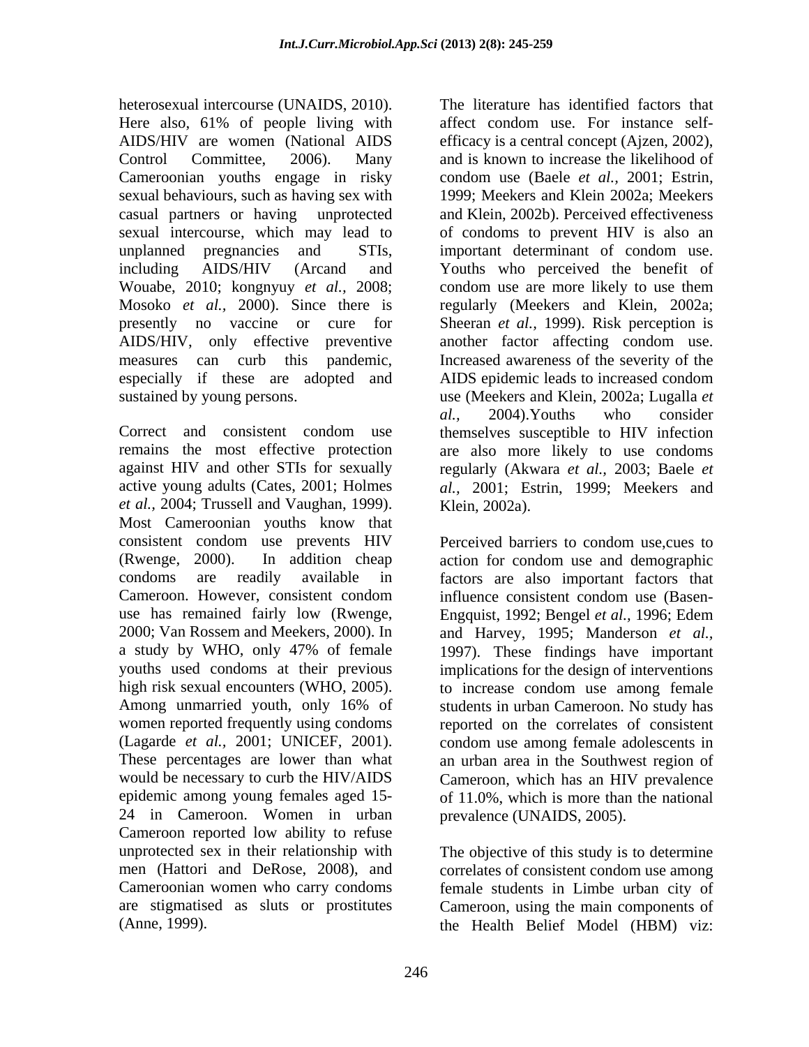heterosexual intercourse (UNAIDS, 2010). Here also, 61% of people living with AIDS/HIV are women (National AIDS Control Committee, 2006). Many Cameroonian youths engage in risky sexual behaviours, such as having sex with casual partners or having unprotected sexual intercourse, which may lead to unplanned pregnancies and STIs, including AIDS/HIV (Arcand and Wouabe, 2010; kongnyuy *et al.,* 2008; Mosoko *et al.,* 2000). Since there is presently no vaccine or cure for AIDS/HIV, only effective preventive measures can curb this pandemic, especially if these are adopted and sustained by young persons.

Correct and consistent condom use remains the most effective protection against HIV and other STIs for sexually active young adults (Cates, 2001; Holmes *et al.,* 2004; Trussell and Vaughan, 1999). Most Cameroonian youths know that consistent condom use prevents HIV (Rwenge, 2000). In addition cheap condoms are readily available in Cameroon. However, consistent condom use has remained fairly low (Rwenge, 2000; Van Rossem and Meekers, 2000). In a study by WHO, only 47% of female youths used condoms at their previous high risk sexual encounters (WHO, 2005). Among unmarried youth, only 16% of women reported frequently using condoms (Lagarde *et al.,* 2001; UNICEF, 2001). These percentages are lower than what would be necessary to curb the HIV/AIDS epidemic among young females aged 15-24 in Cameroon. Women in urban Cameroon reported low ability to refuse unprotected sex in their relationship with men (Hattori and DeRose, 2008), and Cameroonian women who carry condoms are stigmatised as sluts or prostitutes (Anne, 1999).

The literature has identified factors that affect condom use. For instance self-efficacy is a central concept (Ajzen, 2002), and is known to increase the likelihood of condom use (Baele *et al.,* 2001; Estrin, 1999; Meekers and Klein 2002a; Meekers and Klein, 2002b). Perceived effectiveness of condoms to prevent HIV is also an important determinant of condom use. Youths who perceived the benefit of condom use are more likely to use them regularly (Meekers and Klein, 2002a; Sheeran *et al.,* 1999). Risk perception is another factor affecting condom use. Increased awareness of the severity of the AIDS epidemic leads to increased condom use (Meekers and Klein, 2002a; Lugalla *et al.,* 2004).Youths who consider themselves susceptible to HIV infection are also more likely to use condoms regularly (Akwara *et al.,* 2003; Baele *et al.,* 2001; Estrin, 1999; Meekers and Klein, 2002a).

Perceived barriers to condom use,cues to action for condom use and demographic factors are also important factors that influence consistent condom use (Basen-Engquist, 1992; Bengel *et al.,* 1996; Edem and Harvey, 1995; Manderson *et al.,* 1997). These findings have important implications for the design of interventions to increase condom use among female students in urban Cameroon. No study has reported on the correlates of consistent condom use among female adolescents in an urban area in the Southwest region of Cameroon, which has an HIV prevalence of 11.0%, which is more than the national prevalence (UNAIDS, 2005).

The objective of this study is to determine correlates of consistent condom use among female students in Limbe urban city of Cameroon, using the main components of the Health Belief Model (HBM) viz: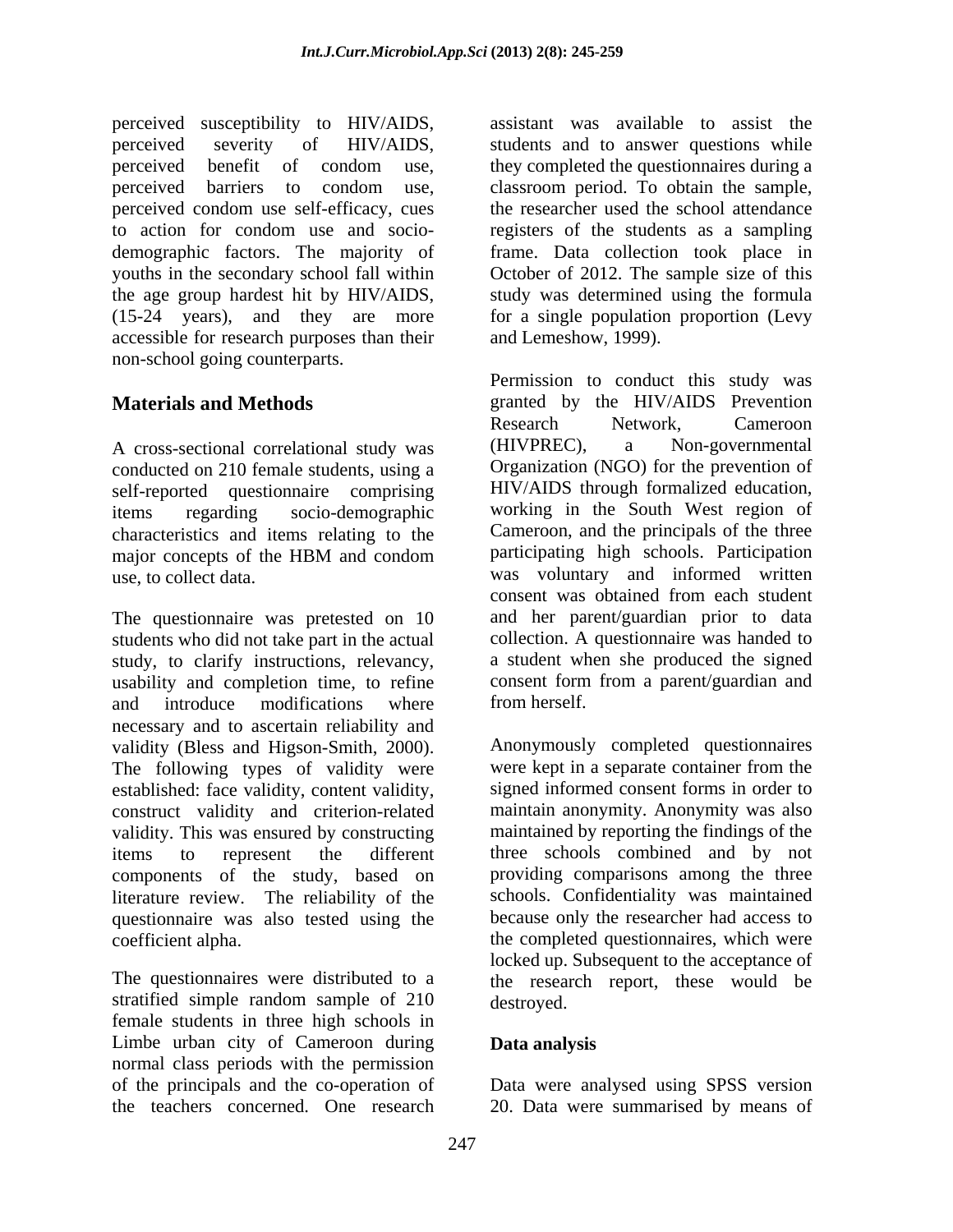perceived susceptibility to HIV/AIDS, perceived severity of HIV/AIDS, perceived benefit of condom use, perceived barriers to condom use, perceived condom use self-efficacy, cues to action for condom use and socio-demographic factors. The majority of youths in the secondary school fall within the age group hardest hit by HIV/AIDS, (15-24 years), and they are more accessible for research purposes than their non-school going counterparts.

## Materials and Methods

A cross-sectional correlational study was conducted on 210 female students, using a self-reported questionnaire comprising items regarding socio-demographic characteristics and items relating to the major concepts of the HBM and condom use, to collect data.

The questionnaire was pretested on 10 students who did not take part in the actual study, to clarify instructions, relevancy, usability and completion time, to refine and introduce modifications where necessary and to ascertain reliability and validity (Bless and Higson-Smith, 2000). The following types of validity were established: face validity, content validity, construct validity and criterion-related validity. This was ensured by constructing items to represent the different components of the study, based on literature review. The reliability of the questionnaire was also tested using the coefficient alpha.

The questionnaires were distributed to a stratified simple random sample of 210 female students in three high schools in Limbe urban city of Cameroon during normal class periods with the permission of the principals and the co-operation of the teachers concerned. One research assistant was available to assist the students and to answer questions while they completed the questionnaires during a classroom period. To obtain the sample, the researcher used the school attendance registers of the students as a sampling frame. Data collection took place in October of 2012. The sample size of this study was determined using the formula for a single population proportion (Levy and Lemeshow, 1999).

Permission to conduct this study was granted by the HIV/AIDS Prevention Research Network, Cameroon (HIVPREC), a Non-governmental Organization (NGO) for the prevention of HIV/AIDS through formalized education, working in the South West region of Cameroon, and the principals of the three participating high schools. Participation was voluntary and informed written consent was obtained from each student and her parent/guardian prior to data collection. A questionnaire was handed to a student when she produced the signed consent form from a parent/guardian and from herself.

Anonymously completed questionnaires were kept in a separate container from the signed informed consent forms in order to maintain anonymity. Anonymity was also maintained by reporting the findings of the three schools combined and by not providing comparisons among the three schools. Confidentiality was maintained because only the researcher had access to the completed questionnaires, which were locked up. Subsequent to the acceptance of the research report, these would be destroyed.

### Data analysis

Data were analysed using SPSS version 20. Data were summarised by means of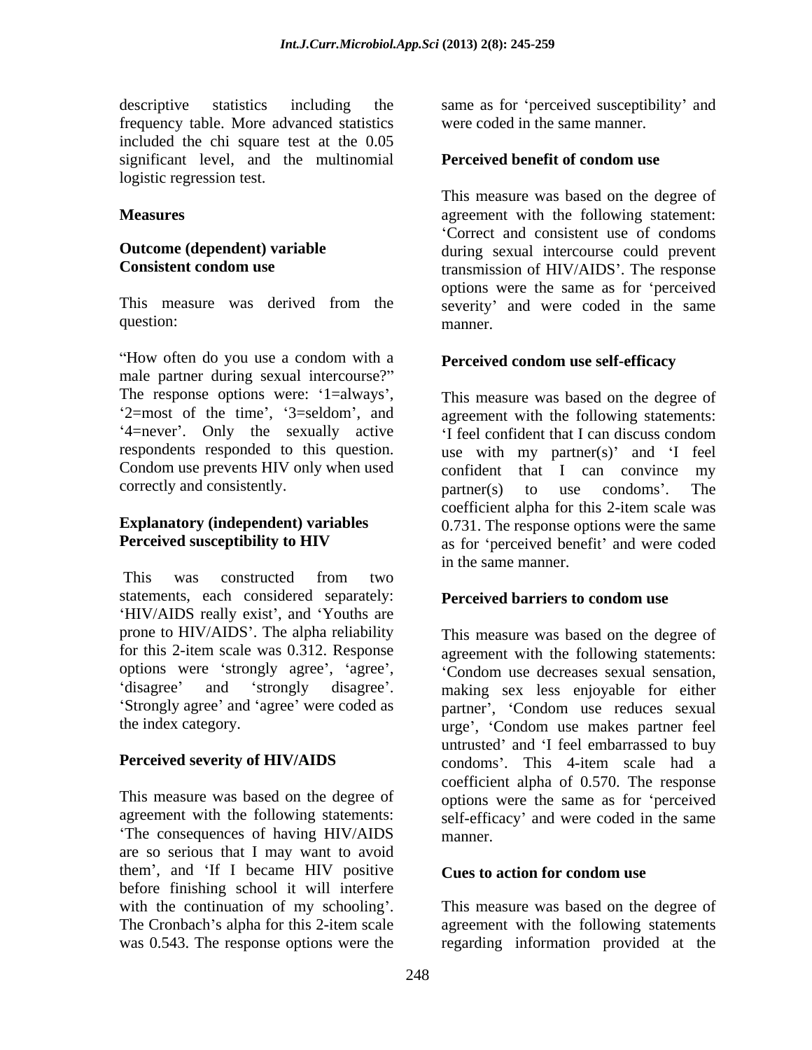descriptive statistics including the frequency table. More advanced statistics included the chi square test at the 0.05 significant level, and the multinomial logistic regression test.

## Measures

### Outcome (dependent) variable

### Consistent condom use

This measure was derived from the question:

"How often do you use a condom with a male partner during sexual intercourse?" The response options were: '1=always', '2=most of the time', '3=seldom', and '4=never'. Only the sexually active respondents responded to this question. Condom use prevents HIV only when used correctly and consistently.

### Explanatory (independent) variables

### Perceived susceptibility to HIV

This was constructed from two statements, each considered separately: 'HIV/AIDS really exist', and 'Youths are prone to HIV/AIDS'. The alpha reliability for this 2-item scale was 0.312. Response options were 'strongly agree', 'agree', 'disagree' and 'strongly disagree'. 'Strongly agree' and 'agree' were coded as the index category.

### Perceived severity of HIV/AIDS

This measure was based on the degree of agreement with the following statements: 'The consequences of having HIV/AIDS are so serious that I may want to avoid them', and 'If I became HIV positive before finishing school it will interfere with the continuation of my schooling'. The Cronbach's alpha for this 2-item scale was 0.543. The response options were the same as for 'perceived susceptibility' and were coded in the same manner.

### Perceived benefit of condom use

This measure was based on the degree of agreement with the following statement: 'Correct and consistent use of condoms during sexual intercourse could prevent transmission of HIV/AIDS'. The response options were the same as for 'perceived severity' and were coded in the same manner.

### Perceived condom use self-efficacy

This measure was based on the degree of agreement with the following statements: 'I feel confident that I can discuss condom use with my partner(s)' and 'I feel confident that I can convince my partner(s) to use condoms'. The coefficient alpha for this 2-item scale was 0.731. The response options were the same as for 'perceived benefit' and were coded in the same manner.

### Perceived barriers to condom use

This measure was based on the degree of agreement with the following statements: 'Condom use decreases sexual sensation, making sex less enjoyable for either partner', 'Condom use reduces sexual urge', 'Condom use makes partner feel untrusted' and 'I feel embarrassed to buy condoms'. This 4-item scale had a coefficient alpha of 0.570. The response options were the same as for 'perceived self-efficacy' and were coded in the same manner.

### Cues to action for condom use

This measure was based on the degree of agreement with the following statements regarding information provided at the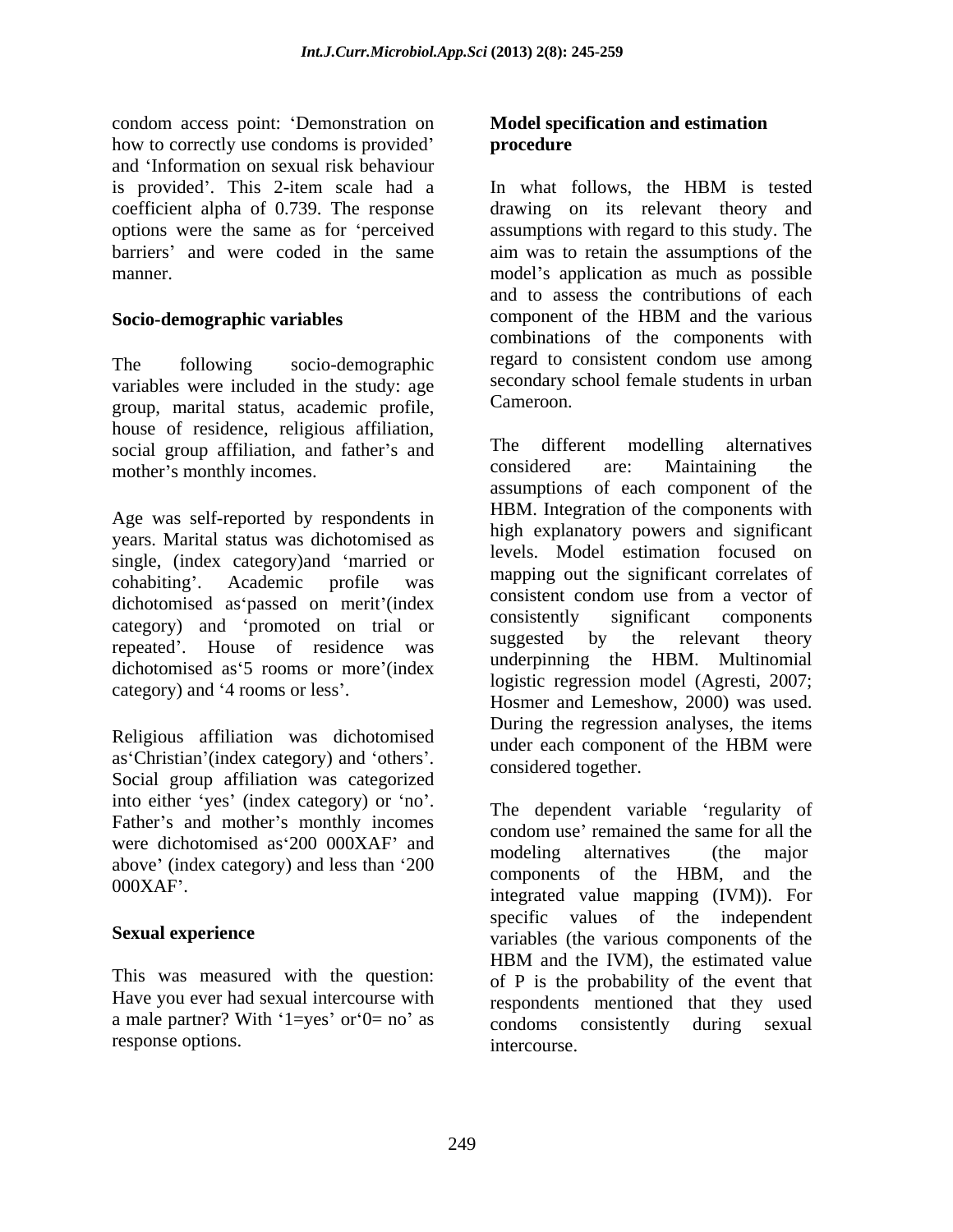condom access point: 'Demonstration on how to correctly use condoms is provided' and 'Information on sexual risk behaviour is provided'. This 2-item scale had a coefficient alpha of 0.739. The response options were the same as for 'perceived barriers' and were coded in the same manner.

### Socio-demographic variables

The following socio-demographic variables were included in the study: age group, marital status, academic profile, house of residence, religious affiliation, social group affiliation, and father's and mother's monthly incomes.

Age was self-reported by respondents in years. Marital status was dichotomised as single, (index category)and 'married or cohabiting'. Academic profile was dichotomised as'passed on merit'(index category) and 'promoted on trial or repeated'. House of residence was dichotomised as'5 rooms or more'(index category) and '4 rooms or less'.

Religious affiliation was dichotomised as'Christian'(index category) and 'others'. Social group affiliation was categorized into either 'yes' (index category) or 'no'. Father's and mother's monthly incomes were dichotomised as'200 000XAF' and above' (index category) and less than '200 000XAF'.

### Sexual experience

This was measured with the question: Have you ever had sexual intercourse with a male partner? With '1=yes' or'0= no' as response options.

### Model specification and estimation procedure

In what follows, the HBM is tested drawing on its relevant theory and assumptions with regard to this study. The aim was to retain the assumptions of the model's application as much as possible and to assess the contributions of each component of the HBM and the various combinations of the components with regard to consistent condom use among secondary school female students in urban Cameroon.

The different modelling alternatives considered are: Maintaining the assumptions of each component of the HBM. Integration of the components with high explanatory powers and significant levels. Model estimation focused on mapping out the significant correlates of consistent condom use from a vector of consistently significant components suggested by the relevant theory underpinning the HBM. Multinomial logistic regression model (Agresti, 2007; Hosmer and Lemeshow, 2000) was used. During the regression analyses, the items under each component of the HBM were considered together.

The dependent variable 'regularity of condom use' remained the same for all the modeling alternatives (the major components of the HBM, and the integrated value mapping (IVM)). For specific values of the independent variables (the various components of the HBM and the IVM), the estimated value of P is the probability of the event that respondents mentioned that they used condoms consistently during sexual intercourse.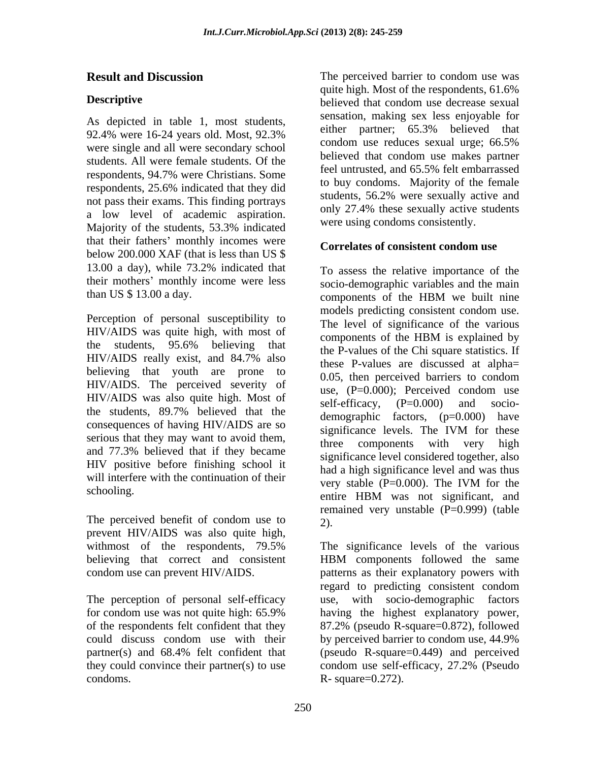## Result and Discussion

### Descriptive

As depicted in table 1, most students, 92.4% were 16-24 years old. Most, 92.3% were single and all were secondary school students. All were female students. Of the respondents, 94.7% were Christians. Some respondents, 25.6% indicated that they did not pass their exams. This finding portrays a low level of academic aspiration. Majority of the students, 53.3% indicated that their fathers' monthly incomes were below 200.000 XAF (that is less than US $ 13.00 a day), while 73.2% indicated that their mothers' monthly income were less than US $ 13.00 a day.

Perception of personal susceptibility to HIV/AIDS was quite high, with most of the students, 95.6% believing that HIV/AIDS really exist, and 84.7% also believing that youth are prone to HIV/AIDS. The perceived severity of HIV/AIDS was also quite high. Most of the students, 89.7% believed that the consequences of having HIV/AIDS are so serious that they may want to avoid them, and 77.3% believed that if they became HIV positive before finishing school it will interfere with the continuation of their schooling.

The perceived benefit of condom use to prevent HIV/AIDS was also quite high, withmost of the respondents, 79.5% believing that correct and consistent condom use can prevent HIV/AIDS.

The perception of personal self-efficacy for condom use was not quite high: 65.9% of the respondents felt confident that they could discuss condom use with their partner(s) and 68.4% felt confident that they could convince their partner(s) to use condoms.

The perceived barrier to condom use was quite high. Most of the respondents, 61.6% believed that condom use decrease sexual sensation, making sex less enjoyable for either partner; 65.3% believed that condom use reduces sexual urge; 66.5% believed that condom use makes partner feel untrusted, and 65.5% felt embarrassed to buy condoms. Majority of the female students, 56.2% were sexually active and only 27.4% these sexually active students were using condoms consistently.

### Correlates of consistent condom use

To assess the relative importance of the socio-demographic variables and the main components of the HBM we built nine models predicting consistent condom use. The level of significance of the various components of the HBM is explained by the P-values of the Chi square statistics. If these P-values are discussed at alpha= 0.05, then perceived barriers to condom use, (P=0.000); Perceived condom use self-efficacy, (P=0.000) and socio-demographic factors, (p=0.000) have significance levels. The IVM for these three components with very high significance level considered together, also had a high significance level and was thus very stable (P=0.000). The IVM for the entire HBM was not significant, and remained very unstable (P=0.999) (table 2).

The significance levels of the various HBM components followed the same patterns as their explanatory powers with regard to predicting consistent condom use, with socio-demographic factors having the highest explanatory power, 87.2% (pseudo R-square=0.872), followed by perceived barrier to condom use, 44.9% (pseudo R-square=0.449) and perceived condom use self-efficacy, 27.2% (Pseudo R- square=0.272).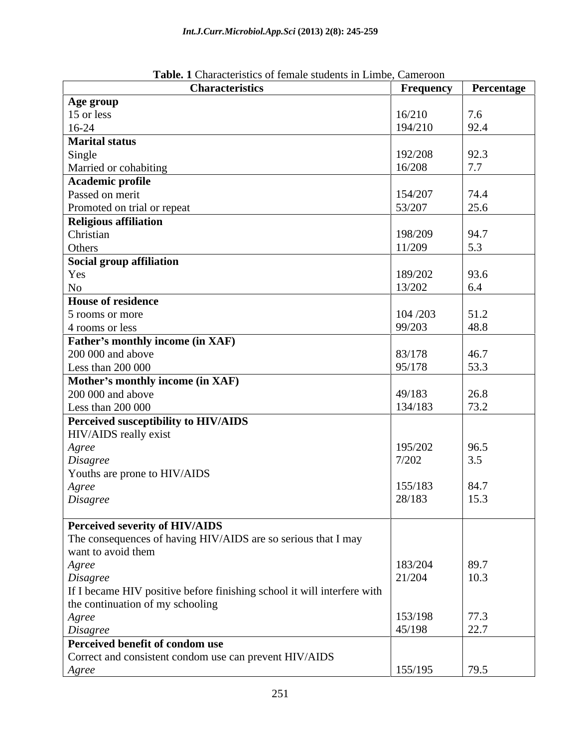**Table. 1** Characteristics of female students in Limbe, Cameroon

| Characteristics | Frequency | Percentage |
|---|---|---|
| **Age group** | | |
| 15 or less | 16/210 | 7.6 |
| 16-24 | 194/210 | 92.4 |
| **Marital status** | | |
| Single | 192/208 | 92.3 |
| Married or cohabiting | 16/208 | 7.7 |
| **Academic profile** | | |
| Passed on merit | 154/207 | 74.4 |
| Promoted on trial or repeat | 53/207 | 25.6 |
| **Religious affiliation** | | |
| Christian | 198/209 | 94.7 |
| Others | 11/209 | 5.3 |
| **Social group affiliation** | | |
| Yes | 189/202 | 93.6 |
| No | 13/202 | 6.4 |
| **House of residence** | | |
| 5 rooms or more | 104 /203 | 51.2 |
| 4 rooms or less | 99/203 | 48.8 |
| **Father's monthly income (in XAF)** | | |
| 200 000 and above | 83/178 | 46.7 |
| Less than 200 000 | 95/178 | 53.3 |
| **Mother's monthly income (in XAF)** | | |
| 200 000 and above | 49/183 | 26.8 |
| Less than 200 000 | 134/183 | 73.2 |
| **Perceived susceptibility to HIV/AIDS** | | |
| HIV/AIDS really exist | | |
| *Agree* | 195/202 | 96.5 |
| *Disagree* | 7/202 | 3.5 |
| Youths are prone to HIV/AIDS | | |
| *Agree* | 155/183 | 84.7 |
| *Disagree* | 28/183 | 15.3 |
| **Perceived severity of HIV/AIDS** | | |
| The consequences of having HIV/AIDS are so serious that I may want to avoid them | | |
| *Agree* | 183/204 | 89.7 |
| *Disagree* | 21/204 | 10.3 |
| If I became HIV positive before finishing school it will interfere with the continuation of my schooling | | |
| *Agree* | 153/198 | 77.3 |
| *Disagree* | 45/198 | 22.7 |
| **Perceived benefit of condom use** | | |
| Correct and consistent condom use can prevent HIV/AIDS | | |
| *Agree* | 155/195 | 79.5 |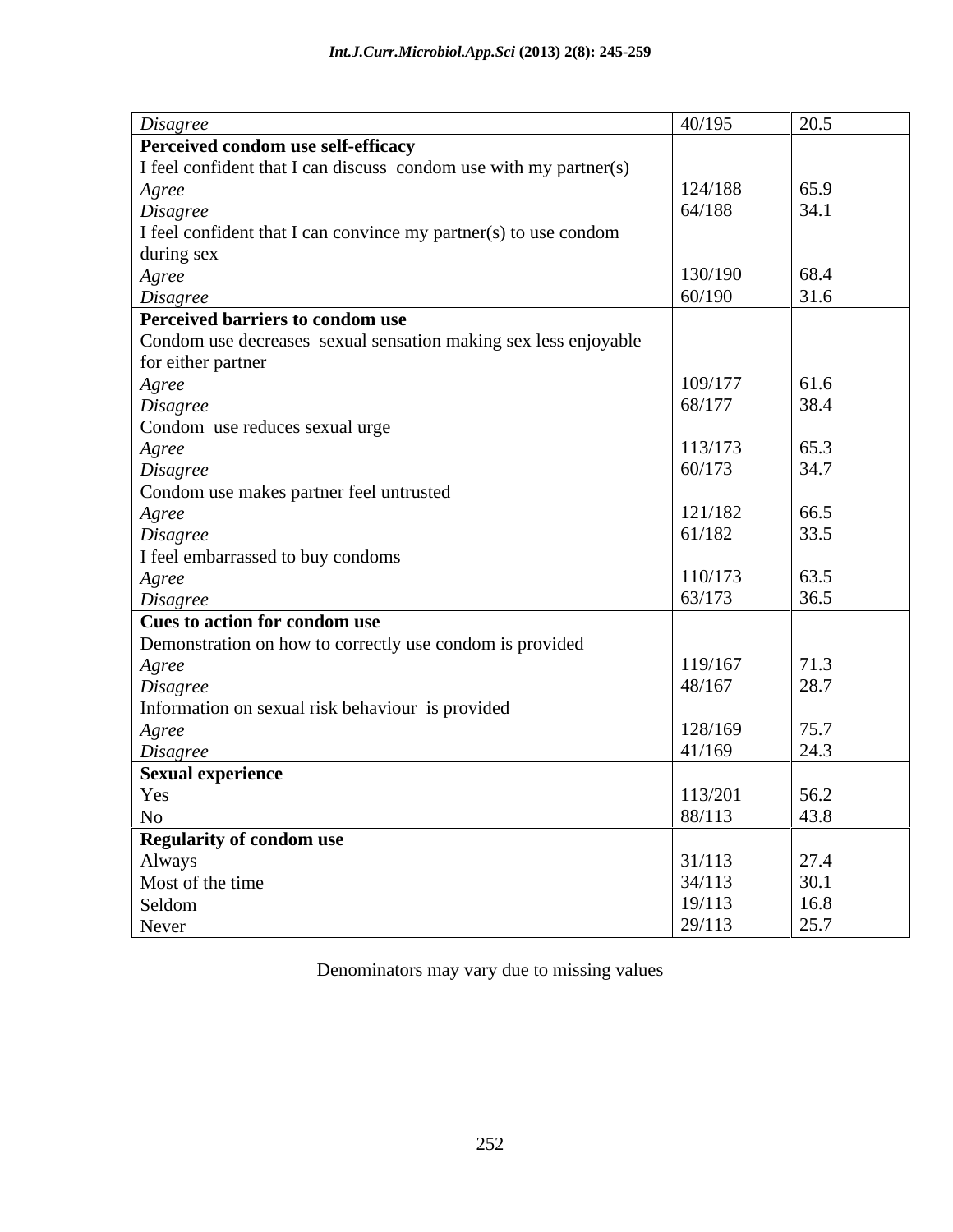| | | |
|---|---|---|
| *Disagree* | 40/195 | 20.5 |
| **Perceived condom use self-efficacy** | | |
| I feel confident that I can discuss condom use with my partner(s) | | |
| *Agree* | 124/188 | 65.9 |
| *Disagree* | 64/188 | 34.1 |
| I feel confident that I can convince my partner(s) to use condom during sex | | |
| *Agree* | 130/190 | 68.4 |
| *Disagree* | 60/190 | 31.6 |
| **Perceived barriers to condom use** | | |
| Condom use decreases sexual sensation making sex less enjoyable for either partner | | |
| *Agree* | 109/177 | 61.6 |
| *Disagree* | 68/177 | 38.4 |
| Condom use reduces sexual urge | | |
| *Agree* | 113/173 | 65.3 |
| *Disagree* | 60/173 | 34.7 |
| Condom use makes partner feel untrusted | | |
| *Agree* | 121/182 | 66.5 |
| *Disagree* | 61/182 | 33.5 |
| I feel embarrassed to buy condoms | | |
| *Agree* | 110/173 | 63.5 |
| *Disagree* | 63/173 | 36.5 |
| **Cues to action for condom use** | | |
| Demonstration on how to correctly use condom is provided | | |
| *Agree* | 119/167 | 71.3 |
| *Disagree* | 48/167 | 28.7 |
| Information on sexual risk behaviour is provided | | |
| *Agree* | 128/169 | 75.7 |
| *Disagree* | 41/169 | 24.3 |
| **Sexual experience** | | |
| Yes | 113/201 | 56.2 |
| No | 88/113 | 43.8 |
| **Regularity of condom use** | | |
| Always | 31/113 | 27.4 |
| Most of the time | 34/113 | 30.1 |
| Seldom | 19/113 | 16.8 |
| Never | 29/113 | 25.7 |

Denominators may vary due to missing values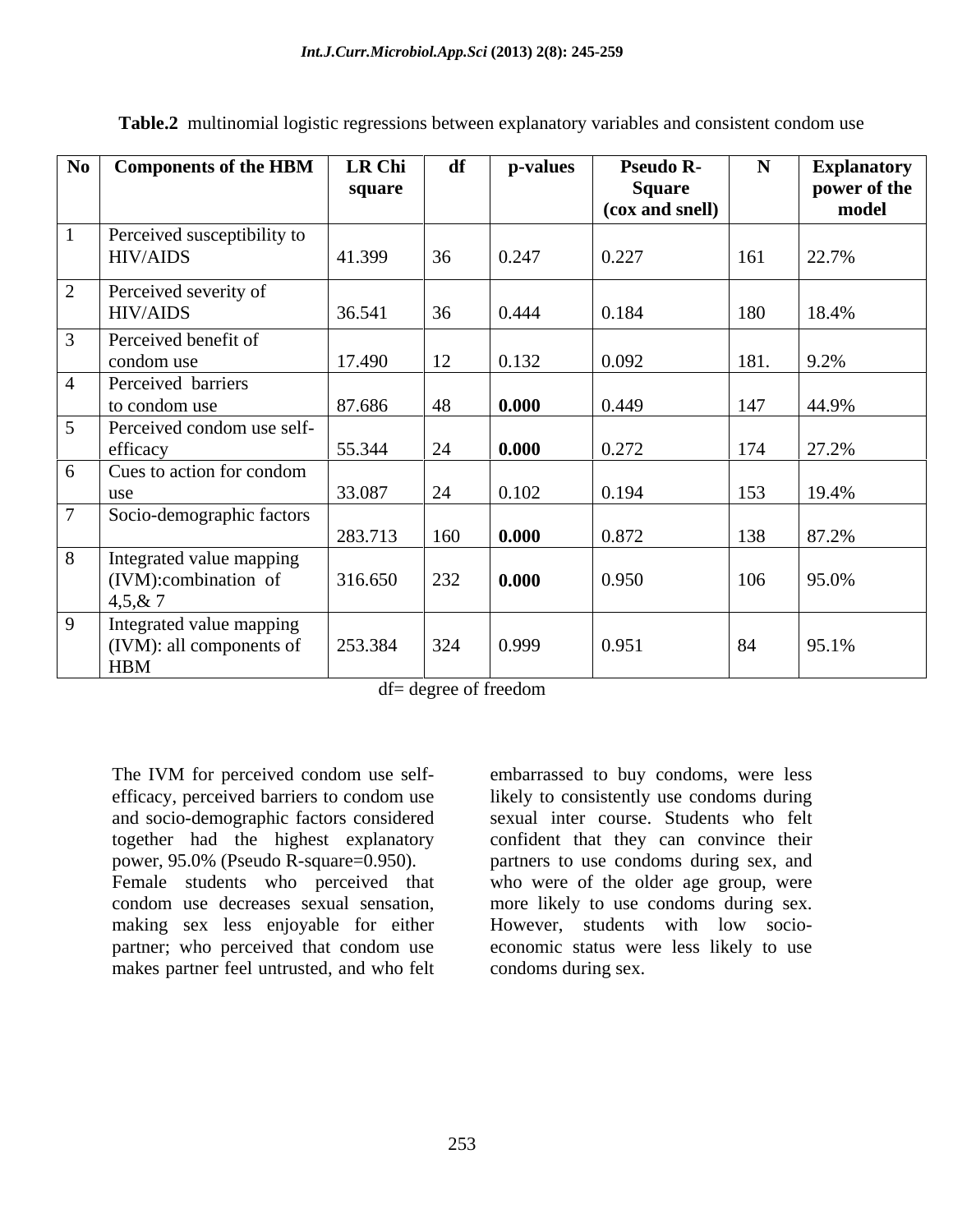**Table.2** multinomial logistic regressions between explanatory variables and consistent condom use

| No | Components of the HBM | LR Chi square | df | p-values | Pseudo R-Square (cox and snell) | N | Explanatory power of the model |
|---|---|---|---|---|---|---|---|
| 1 | Perceived susceptibility to HIV/AIDS | 41.399 | 36 | 0.247 | 0.227 | 161 | 22.7% |
| 2 | Perceived severity of HIV/AIDS | 36.541 | 36 | 0.444 | 0.184 | 180 | 18.4% |
| 3 | Perceived benefit of condom use | 17.490 | 12 | 0.132 | 0.092 | 181. | 9.2% |
| 4 | Perceived barriers to condom use | 87.686 | 48 | **0.000** | 0.449 | 147 | 44.9% |
| 5 | Perceived condom use self-efficacy | 55.344 | 24 | **0.000** | 0.272 | 174 | 27.2% |
| 6 | Cues to action for condom use | 33.087 | 24 | 0.102 | 0.194 | 153 | 19.4% |
| 7 | Socio-demographic factors | 283.713 | 160 | **0.000** | 0.872 | 138 | 87.2% |
| 8 | Integrated value mapping (IVM):combination of 4,5,& 7 | 316.650 | 232 | **0.000** | 0.950 | 106 | 95.0% |
| 9 | Integrated value mapping (IVM): all components of HBM | 253.384 | 324 | 0.999 | 0.951 | 84 | 95.1% |

df= degree of freedom

The IVM for perceived condom use self-efficacy, perceived barriers to condom use and socio-demographic factors considered together had the highest explanatory power, 95.0% (Pseudo R-square=0.950). Female students who perceived that condom use decreases sexual sensation, making sex less enjoyable for either partner; who perceived that condom use makes partner feel untrusted, and who felt embarrassed to buy condoms, were less likely to consistently use condoms during sexual inter course. Students who felt confident that they can convince their partners to use condoms during sex, and who were of the older age group, were more likely to use condoms during sex. However, students with low socio-economic status were less likely to use condoms during sex.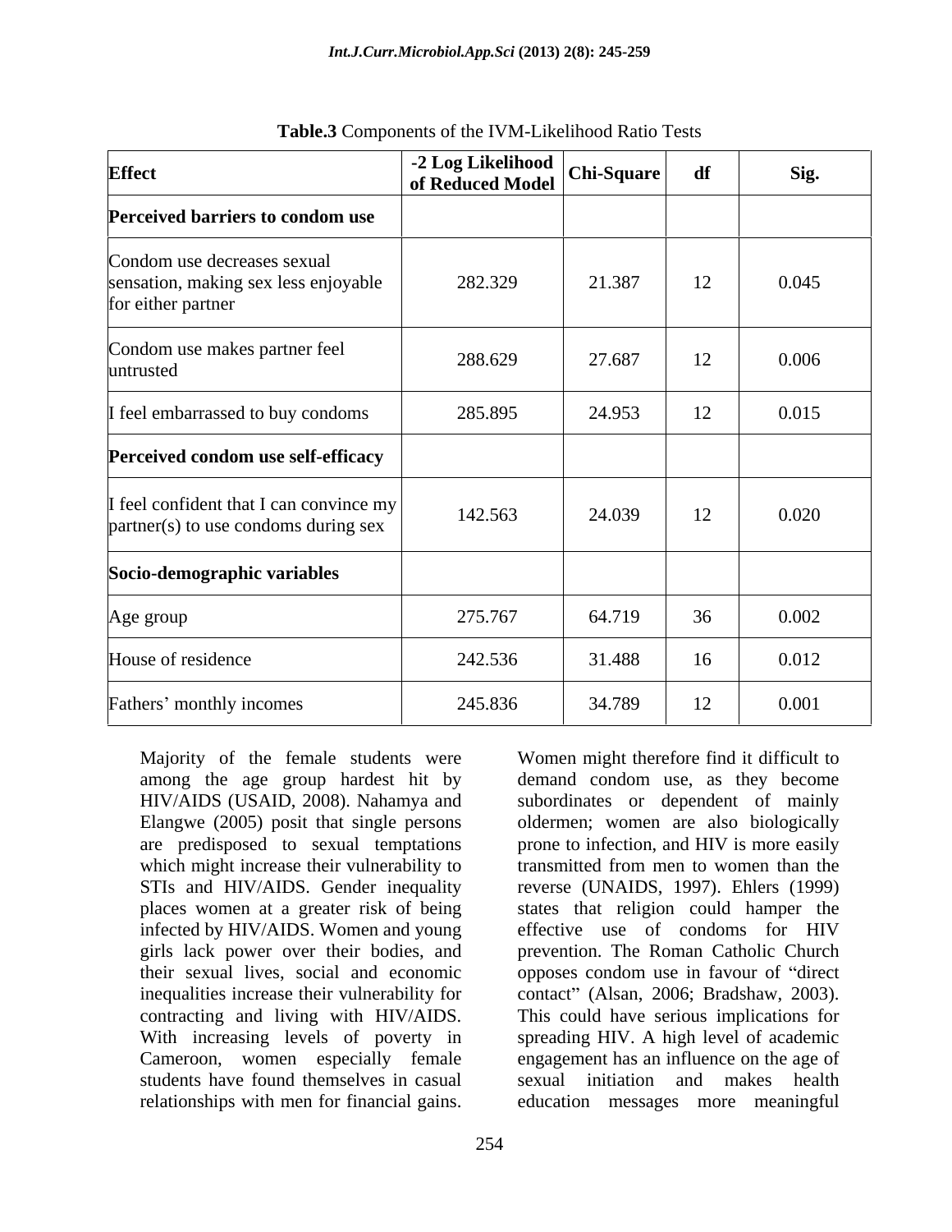**Table.3** Components of the IVM-Likelihood Ratio Tests

| Effect | -2 Log Likelihood of Reduced Model | Chi-Square | df | Sig. |
|---|---|---|---|---|
| **Perceived barriers to condom use** | | | | |
| Condom use decreases sexual sensation, making sex less enjoyable for either partner | 282.329 | 21.387 | 12 | 0.045 |
| Condom use makes partner feel untrusted | 288.629 | 27.687 | 12 | 0.006 |
| I feel embarrassed to buy condoms | 285.895 | 24.953 | 12 | 0.015 |
| **Perceived condom use self-efficacy** | | | | |
| I feel confident that I can convince my partner(s) to use condoms during sex | 142.563 | 24.039 | 12 | 0.020 |
| **Socio-demographic variables** | | | | |
| Age group | 275.767 | 64.719 | 36 | 0.002 |
| House of residence | 242.536 | 31.488 | 16 | 0.012 |
| Fathers' monthly incomes | 245.836 | 34.789 | 12 | 0.001 |

Majority of the female students were among the age group hardest hit by HIV/AIDS (USAID, 2008). Nahamya and Elangwe (2005) posit that single persons are predisposed to sexual temptations which might increase their vulnerability to STIs and HIV/AIDS. Gender inequality places women at a greater risk of being infected by HIV/AIDS. Women and young girls lack power over their bodies, and their sexual lives, social and economic inequalities increase their vulnerability for contracting and living with HIV/AIDS. With increasing levels of poverty in Cameroon, women especially female students have found themselves in casual relationships with men for financial gains. Women might therefore find it difficult to demand condom use, as they become subordinates or dependent of mainly oldermen; women are also biologically prone to infection, and HIV is more easily transmitted from men to women than the reverse (UNAIDS, 1997). Ehlers (1999) states that religion could hamper the effective use of condoms for HIV prevention. The Roman Catholic Church opposes condom use in favour of "direct contact" (Alsan, 2006; Bradshaw, 2003). This could have serious implications for spreading HIV. A high level of academic engagement has an influence on the age of sexual initiation and makes health education messages more meaningful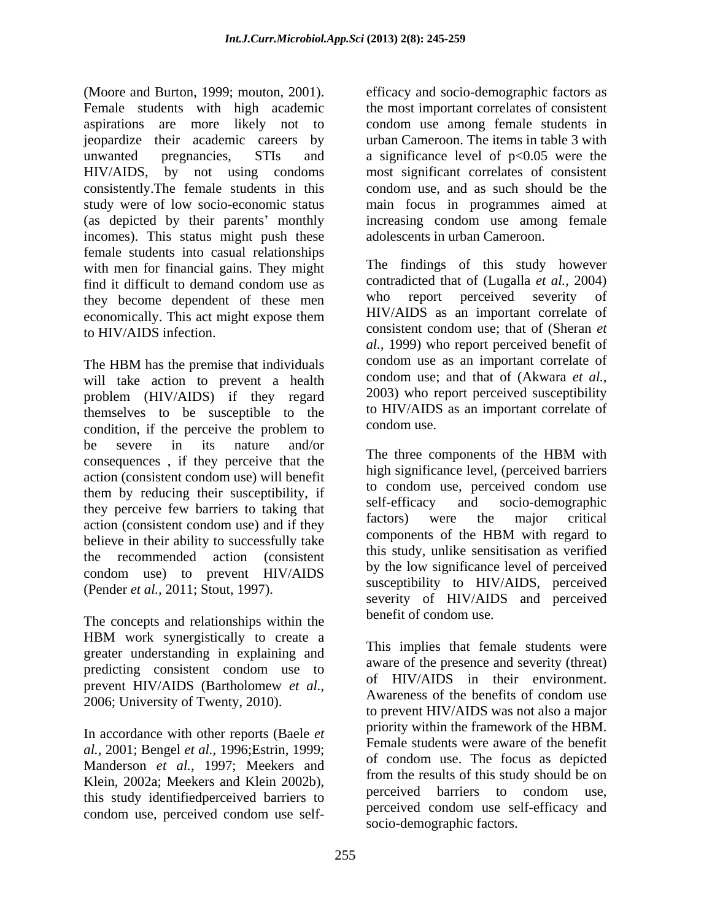(Moore and Burton, 1999; mouton, 2001). Female students with high academic aspirations are more likely not to jeopardize their academic careers by unwanted pregnancies, STIs and HIV/AIDS, by not using condoms consistently.The female students in this study were of low socio-economic status (as depicted by their parents' monthly incomes). This status might push these female students into casual relationships with men for financial gains. They might find it difficult to demand condom use as they become dependent of these men economically. This act might expose them to HIV/AIDS infection.

The HBM has the premise that individuals will take action to prevent a health problem (HIV/AIDS) if they regard themselves to be susceptible to the condition, if the perceive the problem to be severe in its nature and/or consequences , if they perceive that the action (consistent condom use) will benefit them by reducing their susceptibility, if they perceive few barriers to taking that action (consistent condom use) and if they believe in their ability to successfully take the recommended action (consistent condom use) to prevent HIV/AIDS (Pender *et al.*, 2011; Stout, 1997).

The concepts and relationships within the HBM work synergistically to create a greater understanding in explaining and predicting consistent condom use to prevent HIV/AIDS (Bartholomew *et al.*, 2006; University of Twenty, 2010).

In accordance with other reports (Baele *et al.*, 2001; Bengel *et al.*, 1996;Estrin, 1999; Manderson *et al.*, 1997; Meekers and Klein, 2002a; Meekers and Klein 2002b), this study identifiedperceived barriers to condom use, perceived condom use self-efficacy and socio-demographic factors as the most important correlates of consistent condom use among female students in urban Cameroon. The items in table 3 with a significance level of $p<0.05$ were the most significant correlates of consistent condom use, and as such should be the main focus in programmes aimed at increasing condom use among female adolescents in urban Cameroon.

The findings of this study however contradicted that of (Lugalla *et al.*, 2004) who report perceived severity of HIV/AIDS as an important correlate of consistent condom use; that of (Sheran *et al.*, 1999) who report perceived benefit of condom use as an important correlate of condom use; and that of (Akwara *et al.*, 2003) who report perceived susceptibility to HIV/AIDS as an important correlate of condom use.

The three components of the HBM with high significance level, (perceived barriers to condom use, perceived condom use self-efficacy and socio-demographic factors) were the major critical components of the HBM with regard to this study, unlike sensitisation as verified by the low significance level of perceived susceptibility to HIV/AIDS, perceived severity of HIV/AIDS and perceived benefit of condom use.

This implies that female students were aware of the presence and severity (threat) of HIV/AIDS in their environment. Awareness of the benefits of condom use to prevent HIV/AIDS was not also a major priority within the framework of the HBM. Female students were aware of the benefit of condom use. The focus as depicted from the results of this study should be on perceived barriers to condom use, perceived condom use self-efficacy and socio-demographic factors.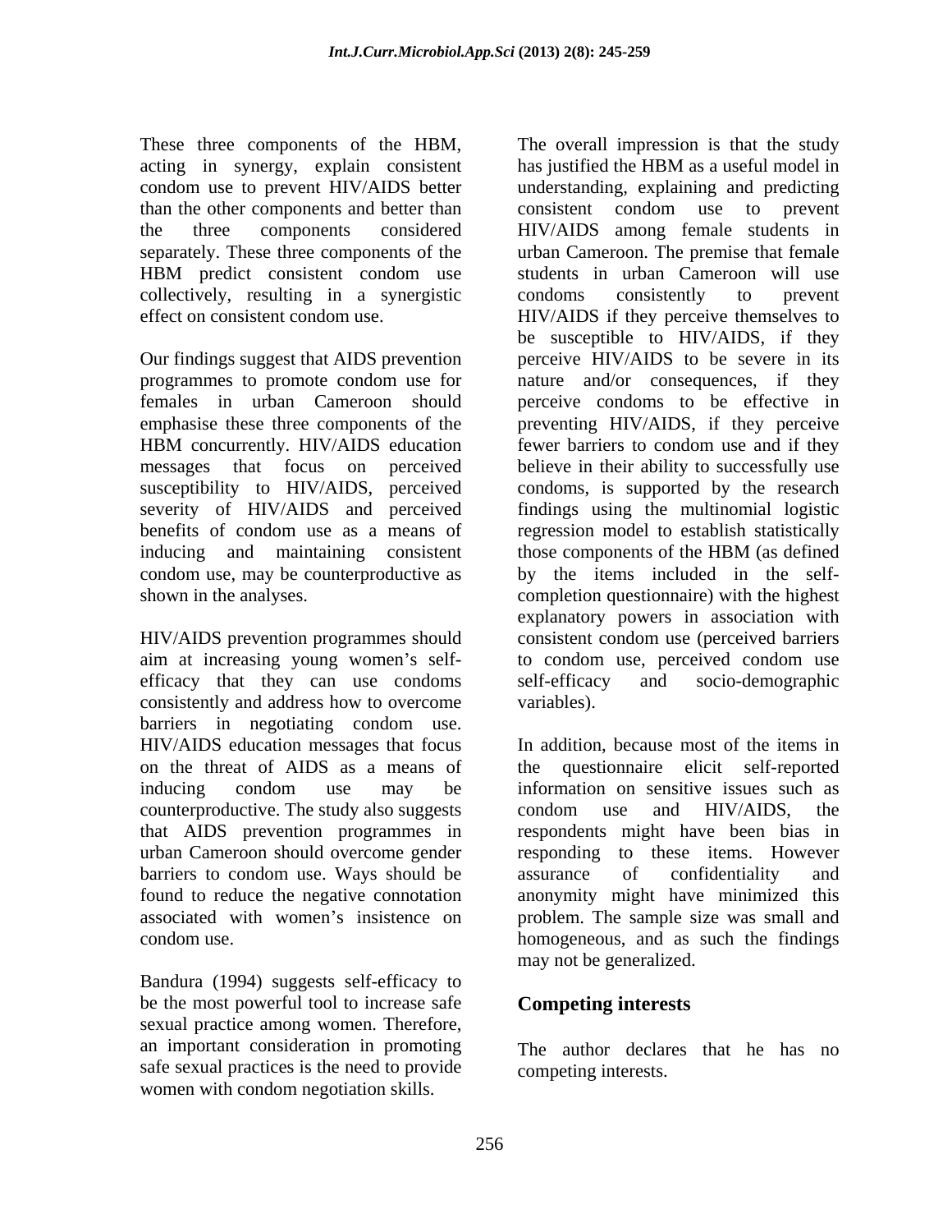These three components of the HBM, acting in synergy, explain consistent condom use to prevent HIV/AIDS better than the other components and better than the three components considered separately. These three components of the HBM predict consistent condom use collectively, resulting in a synergistic effect on consistent condom use.

Our findings suggest that AIDS prevention programmes to promote condom use for females in urban Cameroon should emphasise these three components of the HBM concurrently. HIV/AIDS education messages that focus on perceived susceptibility to HIV/AIDS, perceived severity of HIV/AIDS and perceived benefits of condom use as a means of inducing and maintaining consistent condom use, may be counterproductive as shown in the analyses.

HIV/AIDS prevention programmes should aim at increasing young women's self-efficacy that they can use condoms consistently and address how to overcome barriers in negotiating condom use. HIV/AIDS education messages that focus on the threat of AIDS as a means of inducing condom use may be counterproductive. The study also suggests that AIDS prevention programmes in urban Cameroon should overcome gender barriers to condom use. Ways should be found to reduce the negative connotation associated with women's insistence on condom use.

Bandura (1994) suggests self-efficacy to be the most powerful tool to increase safe sexual practice among women. Therefore, an important consideration in promoting safe sexual practices is the need to provide women with condom negotiation skills.

The overall impression is that the study has justified the HBM as a useful model in understanding, explaining and predicting consistent condom use to prevent HIV/AIDS among female students in urban Cameroon. The premise that female students in urban Cameroon will use condoms consistently to prevent HIV/AIDS if they perceive themselves to be susceptible to HIV/AIDS, if they perceive HIV/AIDS to be severe in its nature and/or consequences, if they perceive condoms to be effective in preventing HIV/AIDS, if they perceive fewer barriers to condom use and if they believe in their ability to successfully use condoms, is supported by the research findings using the multinomial logistic regression model to establish statistically those components of the HBM (as defined by the items included in the self-completion questionnaire) with the highest explanatory powers in association with consistent condom use (perceived barriers to condom use, perceived condom use self-efficacy and socio-demographic variables).

In addition, because most of the items in the questionnaire elicit self-reported information on sensitive issues such as condom use and HIV/AIDS, the respondents might have been bias in responding to these items. However assurance of confidentiality and anonymity might have minimized this problem. The sample size was small and homogeneous, and as such the findings may not be generalized.

## Competing interests

The author declares that he has no competing interests.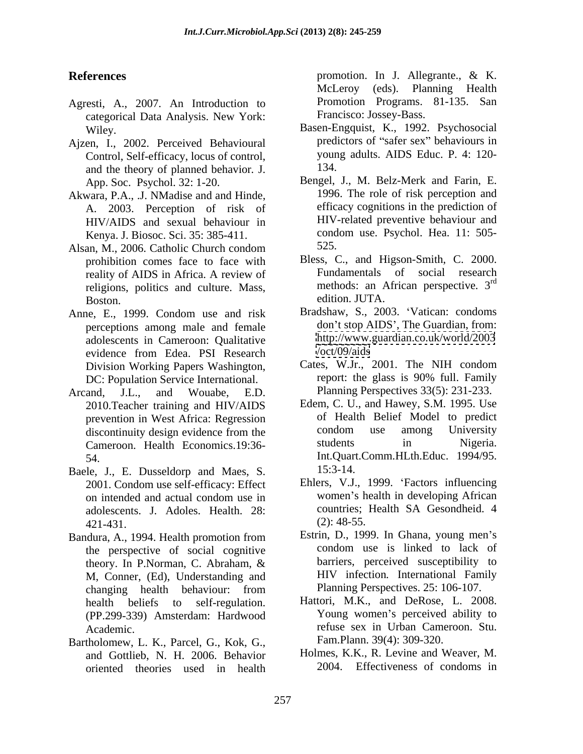## References

Agresti, A., 2007. An Introduction to categorical Data Analysis. New York: Wiley.

Ajzen, I., 2002. Perceived Behavioural Control, Self-efficacy, locus of control, and the theory of planned behavior. J. App. Soc. Psychol. 32: 1-20.

Akwara, P.A., .J. NMadise and and Hinde, A. 2003. Perception of risk of HIV/AIDS and sexual behaviour in Kenya. J. Biosoc. Sci. 35: 385-411.

Alsan, M., 2006. Catholic Church condom prohibition comes face to face with reality of AIDS in Africa. A review of religions, politics and culture. Mass, Boston.

Anne, E., 1999. Condom use and risk perceptions among male and female adolescents in Cameroon: Qualitative evidence from Edea. PSI Research Division Working Papers Washington, DC: Population Service International.

Arcand, J.L., and Wouabe, E.D. 2010.Teacher training and HIV/AIDS prevention in West Africa: Regression discontinuity design evidence from the Cameroon. Health Economics.19:36-54.

Baele, J., E. Dusseldorp and Maes, S. 2001. Condom use self-efficacy: Effect on intended and actual condom use in adolescents. J. Adoles. Health. 28: 421-431.

Bandura, A., 1994. Health promotion from the perspective of social cognitive theory. In P.Norman, C. Abraham, & M, Conner, (Ed), Understanding and changing health behaviour: from health beliefs to self-regulation. (PP.299-339) Amsterdam: Hardwood Academic.

Bartholomew, L. K., Parcel, G., Kok, G., and Gottlieb, N. H. 2006. Behavior oriented theories used in health promotion. In J. Allegrante., & K. McLeroy (eds). Planning Health Promotion Programs. 81-135. San Francisco: Jossey-Bass.

Basen-Engquist, K., 1992. Psychosocial predictors of "safer sex" behaviours in young adults. AIDS Educ. P. 4: 120-134.

Bengel, J., M. Belz-Merk and Farin, E. 1996. The role of risk perception and efficacy cognitions in the prediction of HIV-related preventive behaviour and condom use. Psychol. Hea. 11: 505-525.

Bless, C., and Higson-Smith, C. 2000. Fundamentals of social research methods: an African perspective. 3[rd] edition. JUTA.

Bradshaw, S., 2003. 'Vatican: condoms don't stop AIDS', The Guardian, from: http://www.guardian.co.uk/world/2003/oct/09/aids

Cates, W.Jr., 2001. The NIH condom report: the glass is 90% full. Family Planning Perspectives 33(5): 231-233.

Edem, C. U., and Hawey, S.M. 1995. Use of Health Belief Model to predict condom use among University students in Nigeria. Int.Quart.Comm.HLth.Educ. 1994/95. 15:3-14.

Ehlers, V.J., 1999. 'Factors influencing women's health in developing African countries; Health SA Gesondheid. 4 (2): 48-55.

Estrin, D., 1999. In Ghana, young men's condom use is linked to lack of barriers, perceived susceptibility to HIV infection. International Family Planning Perspectives. 25: 106-107.

Hattori, M.K., and DeRose, L. 2008. Young women's perceived ability to refuse sex in Urban Cameroon. Stu. Fam.Plann. 39(4): 309-320.

Holmes, K.K., R. Levine and Weaver, M. 2004. Effectiveness of condoms in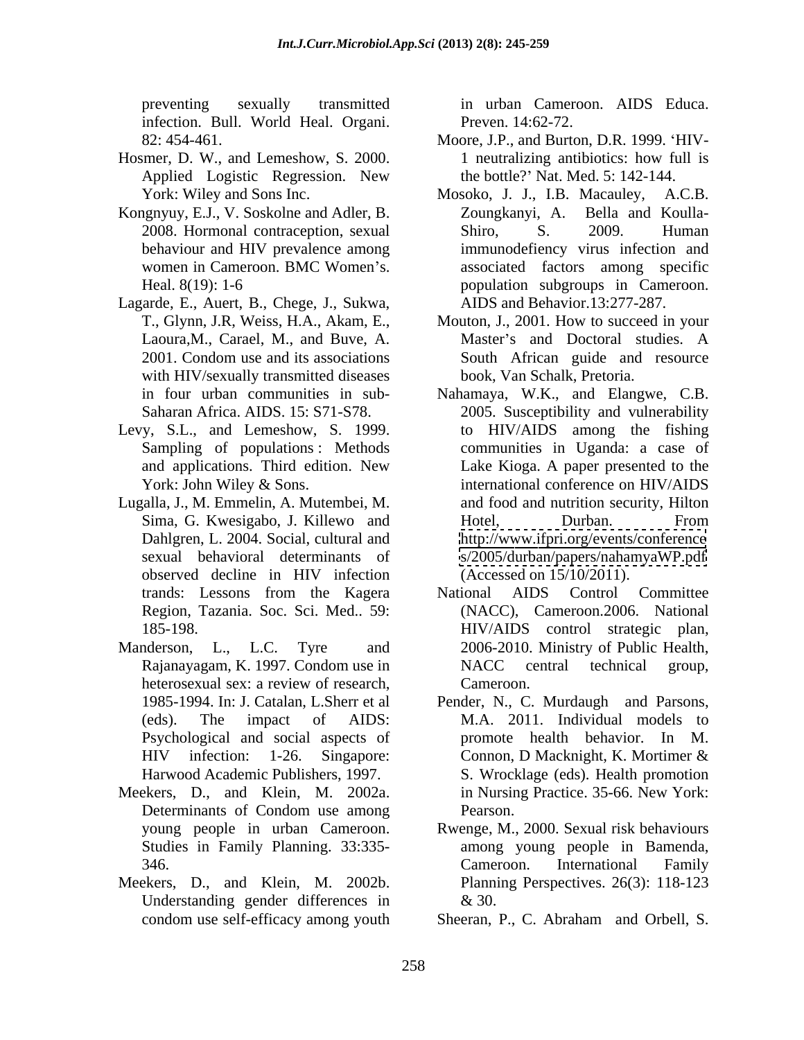preventing sexually transmitted infection. Bull. World Heal. Organi. 82: 454-461.

Hosmer, D. W., and Lemeshow, S. 2000. Applied Logistic Regression. New York: Wiley and Sons Inc.

Kongnyuy, E.J., V. Soskolne and Adler, B. 2008. Hormonal contraception, sexual behaviour and HIV prevalence among women in Cameroon. BMC Women's. Heal. 8(19): 1-6

Lagarde, E., Auert, B., Chege, J., Sukwa, T., Glynn, J.R, Weiss, H.A., Akam, E., Laoura,M., Carael, M., and Buve, A. 2001. Condom use and its associations with HIV/sexually transmitted diseases in four urban communities in sub-Saharan Africa. AIDS. 15: S71-S78.

Levy, S.L., and Lemeshow, S. 1999. Sampling of populations : Methods and applications. Third edition. New York: John Wiley & Sons.

Lugalla, J., M. Emmelin, A. Mutembei, M. Sima, G. Kwesigabo, J. Killewo and Dahlgren, L. 2004. Social, cultural and sexual behavioral determinants of observed decline in HIV infection trands: Lessons from the Kagera Region, Tazania. Soc. Sci. Med.. 59: 185-198.

Manderson, L., L.C. Tyre and Rajanayagam, K. 1997. Condom use in heterosexual sex: a review of research, 1985-1994. In: J. Catalan, L.Sherr et al (eds). The impact of AIDS: Psychological and social aspects of HIV infection: 1-26. Singapore: Harwood Academic Publishers, 1997.

Meekers, D., and Klein, M. 2002a. Determinants of Condom use among young people in urban Cameroon. Studies in Family Planning. 33:335-346.

Meekers, D., and Klein, M. 2002b. Understanding gender differences in condom use self-efficacy among youth in urban Cameroon. AIDS Educa. Preven. 14:62-72.

Moore, J.P., and Burton, D.R. 1999. 'HIV-1 neutralizing antibiotics: how full is the bottle?' Nat. Med. 5: 142-144.

Mosoko, J. J., I.B. Macauley, A.C.B. Zoungkanyi, A. Bella and Koulla-Shiro, S. 2009. Human immunodefiency virus infection and associated factors among specific population subgroups in Cameroon. AIDS and Behavior.13:277-287.

Mouton, J., 2001. How to succeed in your Master's and Doctoral studies. A South African guide and resource book, Van Schalk, Pretoria.

Nahamaya, W.K., and Elangwe, C.B. 2005. Susceptibility and vulnerability to HIV/AIDS among the fishing communities in Uganda: a case of Lake Kioga. A paper presented to the international conference on HIV/AIDS and food and nutrition security, Hilton Hotel, Durban. From http://www.ifpri.org/events/conferences/2005/durban/papers/nahamyaWP.pdf (Accessed on 15/10/2011).

National AIDS Control Committee (NACC), Cameroon.2006. National HIV/AIDS control strategic plan, 2006-2010. Ministry of Public Health, NACC central technical group, Cameroon.

Pender, N., C. Murdaugh and Parsons, M.A. 2011. Individual models to promote health behavior. In M. Connon, D Macknight, K. Mortimer & S. Wrocklage (eds). Health promotion in Nursing Practice. 35-66. New York: Pearson.

Rwenge, M., 2000. Sexual risk behaviours among young people in Bamenda, Cameroon. International Family Planning Perspectives. 26(3): 118-123 & 30.

Sheeran, P., C. Abraham and Orbell, S.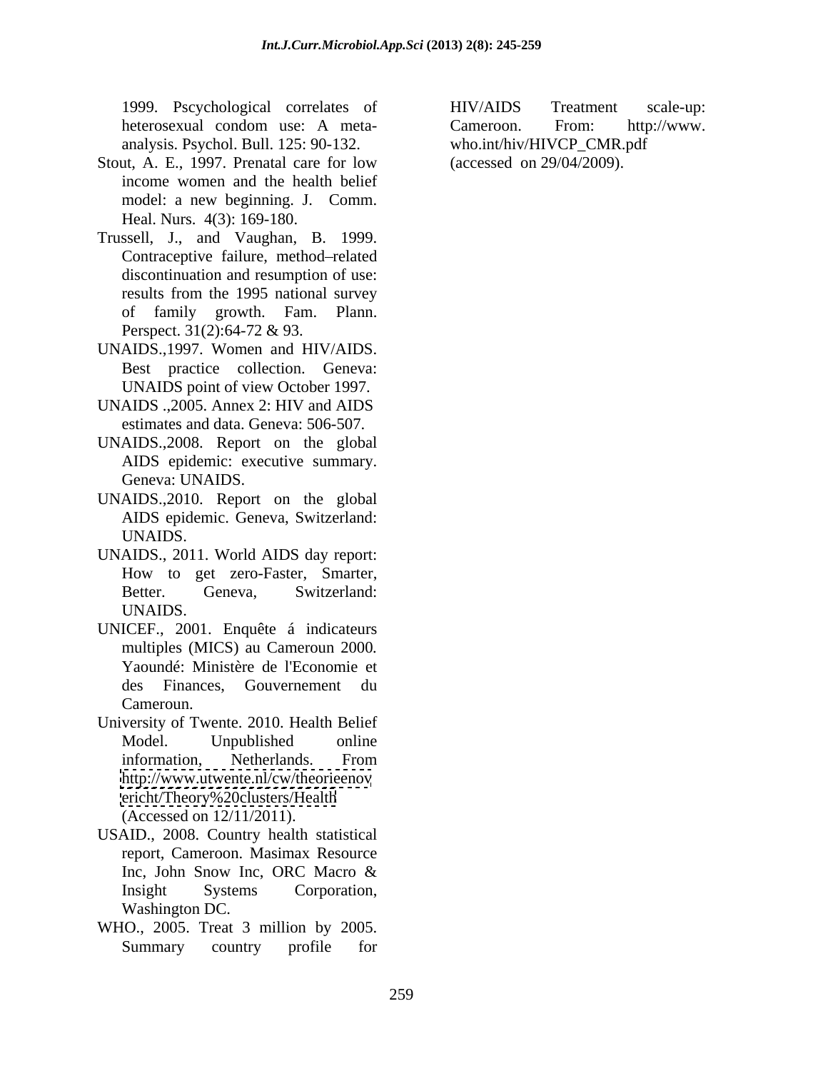1999. Pscychological correlates of heterosexual condom use: A meta-analysis. Psychol. Bull. 125: 90-132.

Stout, A. E., 1997. Prenatal care for low income women and the health belief model: a new beginning. J. Comm. Heal. Nurs. 4(3): 169-180.

Trussell, J., and Vaughan, B. 1999. Contraceptive failure, method–related discontinuation and resumption of use: results from the 1995 national survey of family growth. Fam. Plann. Perspect. 31(2):64-72 & 93.

UNAIDS.,1997. Women and HIV/AIDS. Best practice collection. Geneva: UNAIDS point of view October 1997.

UNAIDS .,2005. Annex 2: HIV and AIDS estimates and data. Geneva: 506-507.

UNAIDS.,2008. Report on the global AIDS epidemic: executive summary. Geneva: UNAIDS.

UNAIDS.,2010. Report on the global AIDS epidemic. Geneva, Switzerland: UNAIDS.

UNAIDS., 2011. World AIDS day report: How to get zero-Faster, Smarter, Better. Geneva, Switzerland: UNAIDS.

UNICEF., 2001. Enquête á indicateurs multiples (MICS) au Cameroun 2000. Yaoundé: Ministère de l'Economie et des Finances, Gouvernement du Cameroun.

University of Twente. 2010. Health Belief Model. Unpublished online information, Netherlands. From http://www.utwente.nl/cw/theorieenovericht/Theory%20clusters/Health (Accessed on 12/11/2011).

USAID., 2008. Country health statistical report, Cameroon. Masimax Resource Inc, John Snow Inc, ORC Macro & Insight Systems Corporation, Washington DC.

WHO., 2005. Treat 3 million by 2005. Summary country profile for HIV/AIDS Treatment scale-up: Cameroon. From: http://www.who.int/hiv/HIVCP_CMR.pdf (accessed on 29/04/2009).